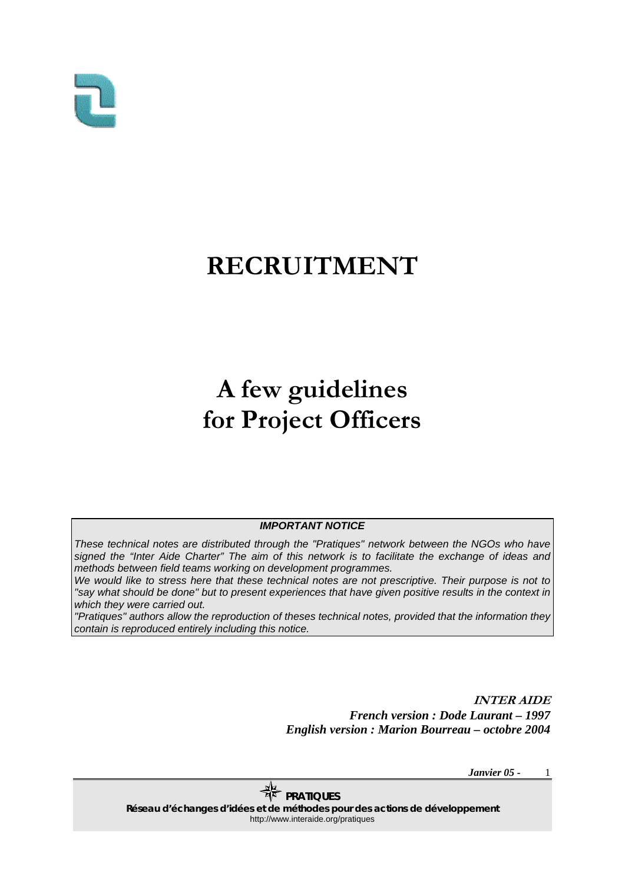# RECRUITMENT

# A few guidelines for Project Officers

**IMPORTANT NOTICE**

*These technical notes are distributed through the "Pratiques" network between the NGOs who have signed the "Inter Aide Charter" The aim of this network is to facilitate the exchange of ideas and methods between field teams working on development programmes.*

*We would like to stress here that these technical notes are not prescriptive. Their purpose is not to "say what should be done" but to present experiences that have given positive results in the context in which they were carried out.*

*"Pratiques" authors allow the reproduction of theses technical notes, provided that the information they contain is reproduced entirely including this notice.*

**INTER AIDE**
***French version : Dode Laurant – 1997***
***English version : Marion Bourreau – octobre 2004***

**PRATIQUES**
**Réseau d'échanges d'idées et de méthodes pour des actions de développement**
http://www.interaide.org/pratiques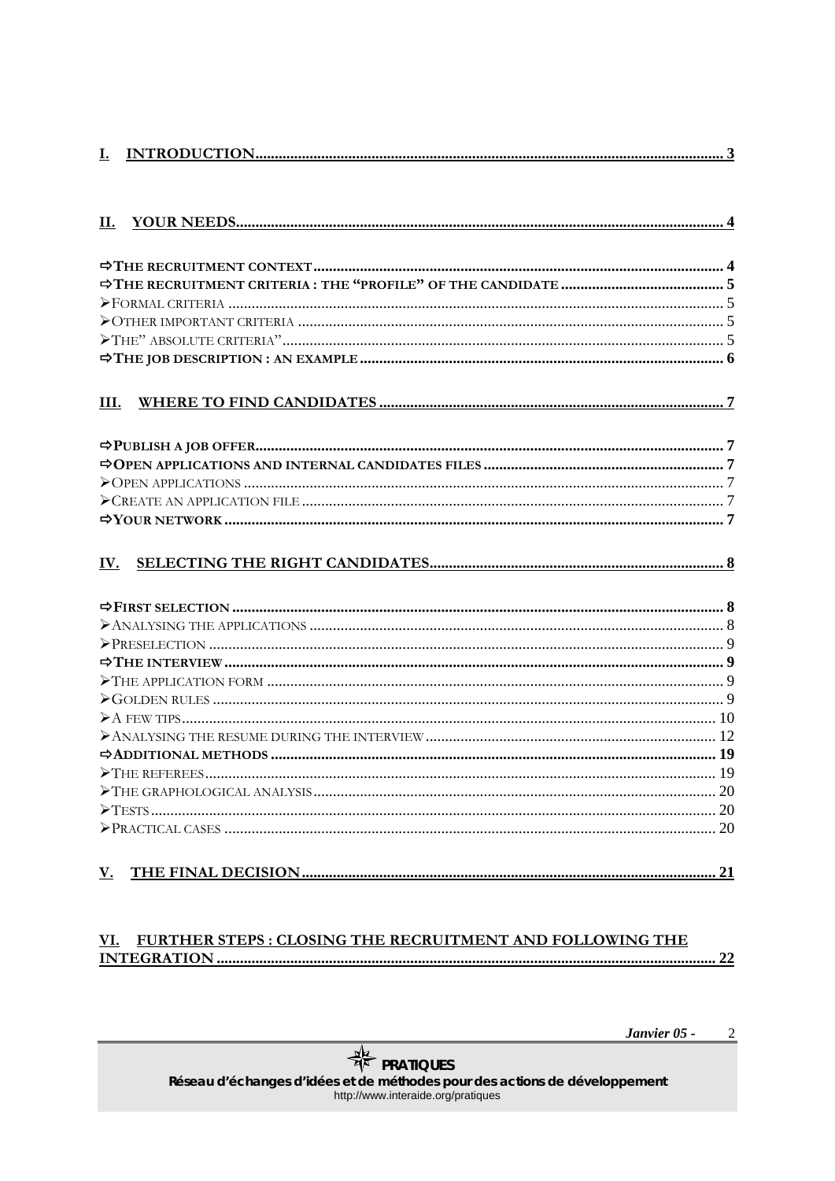I. INTRODUCTION ........ 3

II. YOUR NEEDS ........ 4

- ⇨ THE RECRUITMENT CONTEXT ........ 4
- ⇨ THE RECRUITMENT CRITERIA : THE "PROFILE" OF THE CANDIDATE ........ 5
  - ➢ FORMAL CRITERIA ........ 5
  - ➢ OTHER IMPORTANT CRITERIA ........ 5
  - ➢ THE" ABSOLUTE CRITERIA" ........ 5
- ⇨ THE JOB DESCRIPTION : AN EXAMPLE ........ 6

III. WHERE TO FIND CANDIDATES ........ 7

- ⇨ PUBLISH A JOB OFFER ........ 7
- ⇨ OPEN APPLICATIONS AND INTERNAL CANDIDATES FILES ........ 7
  - ➢ OPEN APPLICATIONS ........ 7
  - ➢ CREATE AN APPLICATION FILE ........ 7
- ⇨ YOUR NETWORK ........ 7

IV. SELECTING THE RIGHT CANDIDATES ........ 8

- ⇨ FIRST SELECTION ........ 8
  - ➢ ANALYSING THE APPLICATIONS ........ 8
  - ➢ PRESELECTION ........ 9
- ⇨ THE INTERVIEW ........ 9
  - ➢ THE APPLICATION FORM ........ 9
  - ➢ GOLDEN RULES ........ 9
  - ➢ A FEW TIPS ........ 10
  - ➢ ANALYSING THE RESUME DURING THE INTERVIEW ........ 12
- ⇨ ADDITIONAL METHODS ........ 19
  - ➢ THE REFEREES ........ 19
  - ➢ THE GRAPHOLOGICAL ANALYSIS ........ 20
  - ➢ TESTS ........ 20
  - ➢ PRACTICAL CASES ........ 20

V. THE FINAL DECISION ........ 21

VI. FURTHER STEPS : CLOSING THE RECRUITMENT AND FOLLOWING THE INTEGRATION ........ 22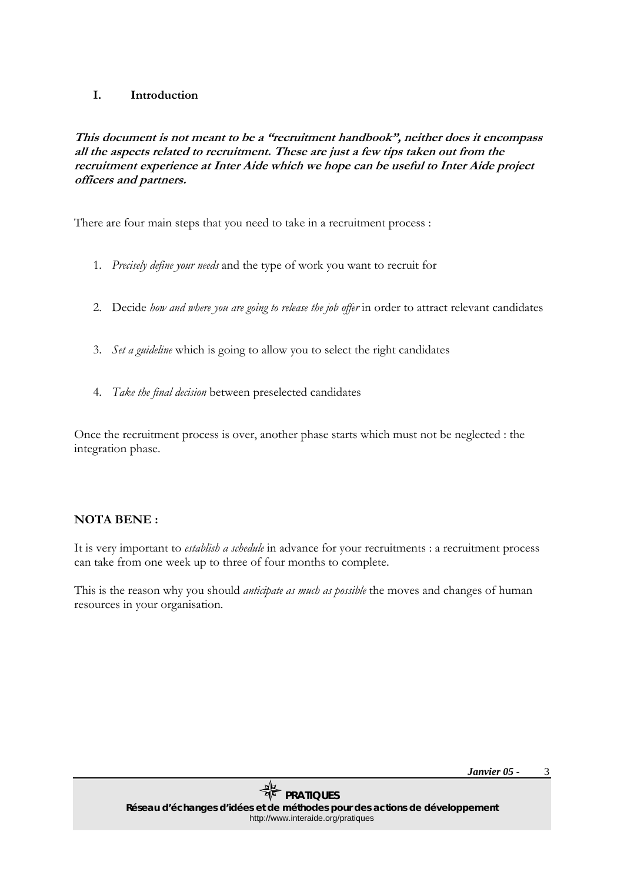## I. Introduction

***This document is not meant to be a "recruitment handbook", neither does it encompass all the aspects related to recruitment. These are just a few tips taken out from the recruitment experience at Inter Aide which we hope can be useful to Inter Aide project officers and partners.***

There are four main steps that you need to take in a recruitment process :

1. *Precisely define your needs* and the type of work you want to recruit for
2. Decide *how and where you are going to release the job offer* in order to attract relevant candidates
3. *Set a guideline* which is going to allow you to select the right candidates
4. *Take the final decision* between preselected candidates

Once the recruitment process is over, another phase starts which must not be neglected : the integration phase.

**NOTA BENE :**

It is very important to *establish a schedule* in advance for your recruitments : a recruitment process can take from one week up to three of four months to complete.

This is the reason why you should *anticipate as much as possible* the moves and changes of human resources in your organisation.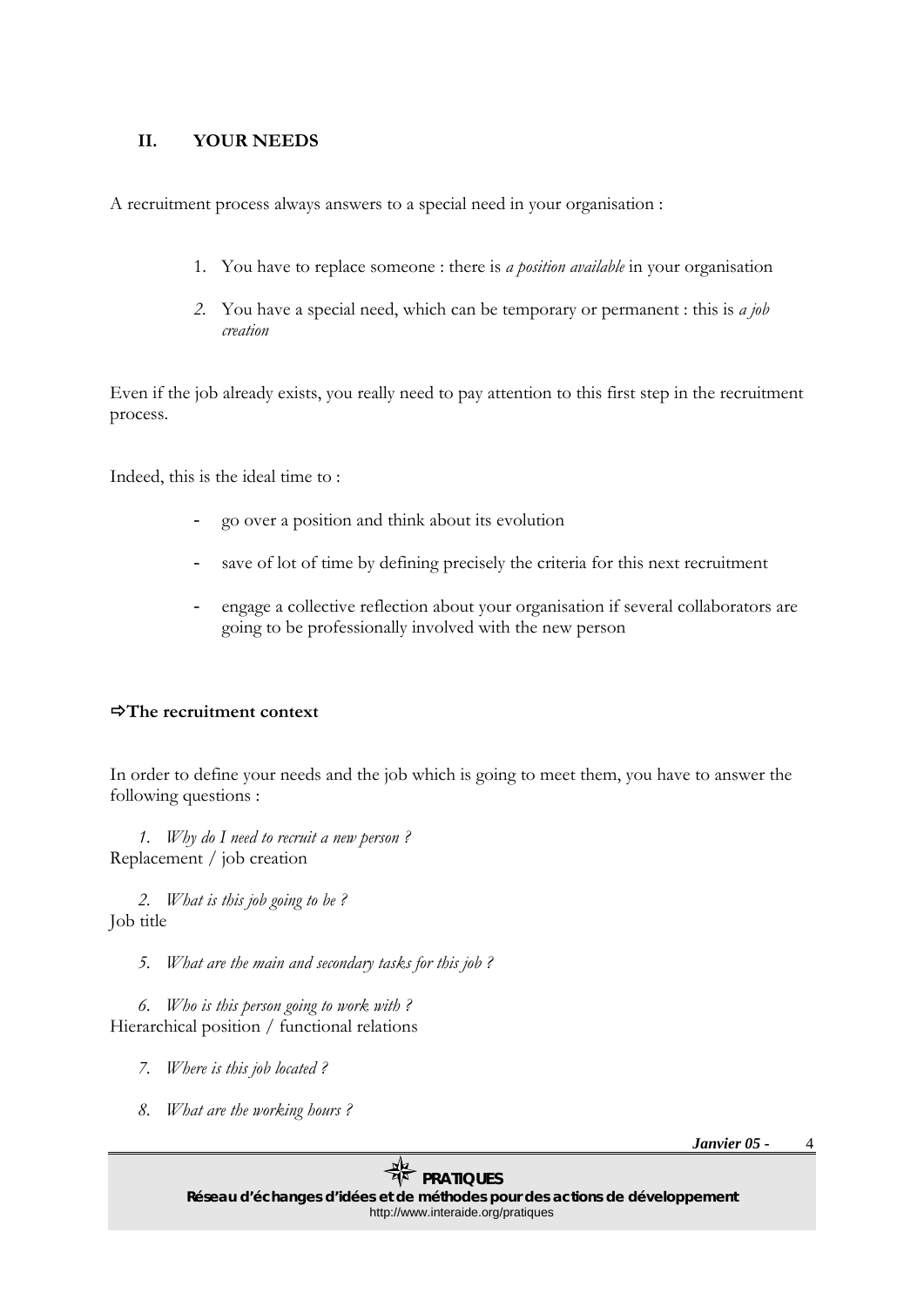## II. YOUR NEEDS

A recruitment process always answers to a special need in your organisation :

1. You have to replace someone : there is *a position available* in your organisation
2. You have a special need, which can be temporary or permanent : this is *a job creation*

Even if the job already exists, you really need to pay attention to this first step in the recruitment process.

Indeed, this is the ideal time to :

- go over a position and think about its evolution
- save of lot of time by defining precisely the criteria for this next recruitment
- engage a collective reflection about your organisation if several collaborators are going to be professionally involved with the new person

### ⇨The recruitment context

In order to define your needs and the job which is going to meet them, you have to answer the following questions :

1. *Why do I need to recruit a new person ?*

Replacement / job creation

2. *What is this job going to be ?*

Job title

5. *What are the main and secondary tasks for this job ?*

6. *Who is this person going to work with ?*

Hierarchical position / functional relations

7. *Where is this job located ?*

8. *What are the working hours ?*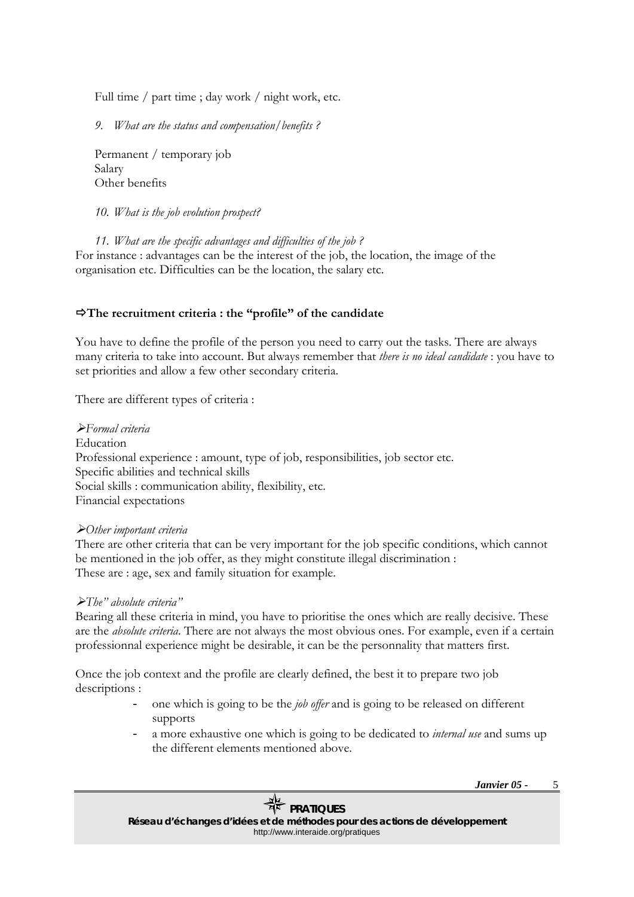Full time / part time ; day work / night work, etc.

9. *What are the status and compensation/benefits ?*

Permanent / temporary job
Salary
Other benefits

10. *What is the job evolution prospect?*

11. *What are the specific advantages and difficulties of the job ?*

For instance : advantages can be the interest of the job, the location, the image of the organisation etc. Difficulties can be the location, the salary etc.

### ⇨The recruitment criteria : the "profile" of the candidate

You have to define the profile of the person you need to carry out the tasks. There are always many criteria to take into account. But always remember that *there is no ideal candidate* : you have to set priorities and allow a few other secondary criteria.

There are different types of criteria :

➢*Formal criteria*

Education
Professional experience : amount, type of job, responsibilities, job sector etc.
Specific abilities and technical skills
Social skills : communication ability, flexibility, etc.
Financial expectations

➢*Other important criteria*

There are other criteria that can be very important for the job specific conditions, which cannot be mentioned in the job offer, as they might constitute illegal discrimination :
These are : age, sex and family situation for example.

➢*The" absolute criteria"*

Bearing all these criteria in mind, you have to prioritise the ones which are really decisive. These are the *absolute criteria*. There are not always the most obvious ones. For example, even if a certain professionnal experience might be desirable, it can be the personnality that matters first.

Once the job context and the profile are clearly defined, the best it to prepare two job descriptions :

- one which is going to be the *job offer* and is going to be released on different supports
- a more exhaustive one which is going to be dedicated to *internal use* and sums up the different elements mentioned above.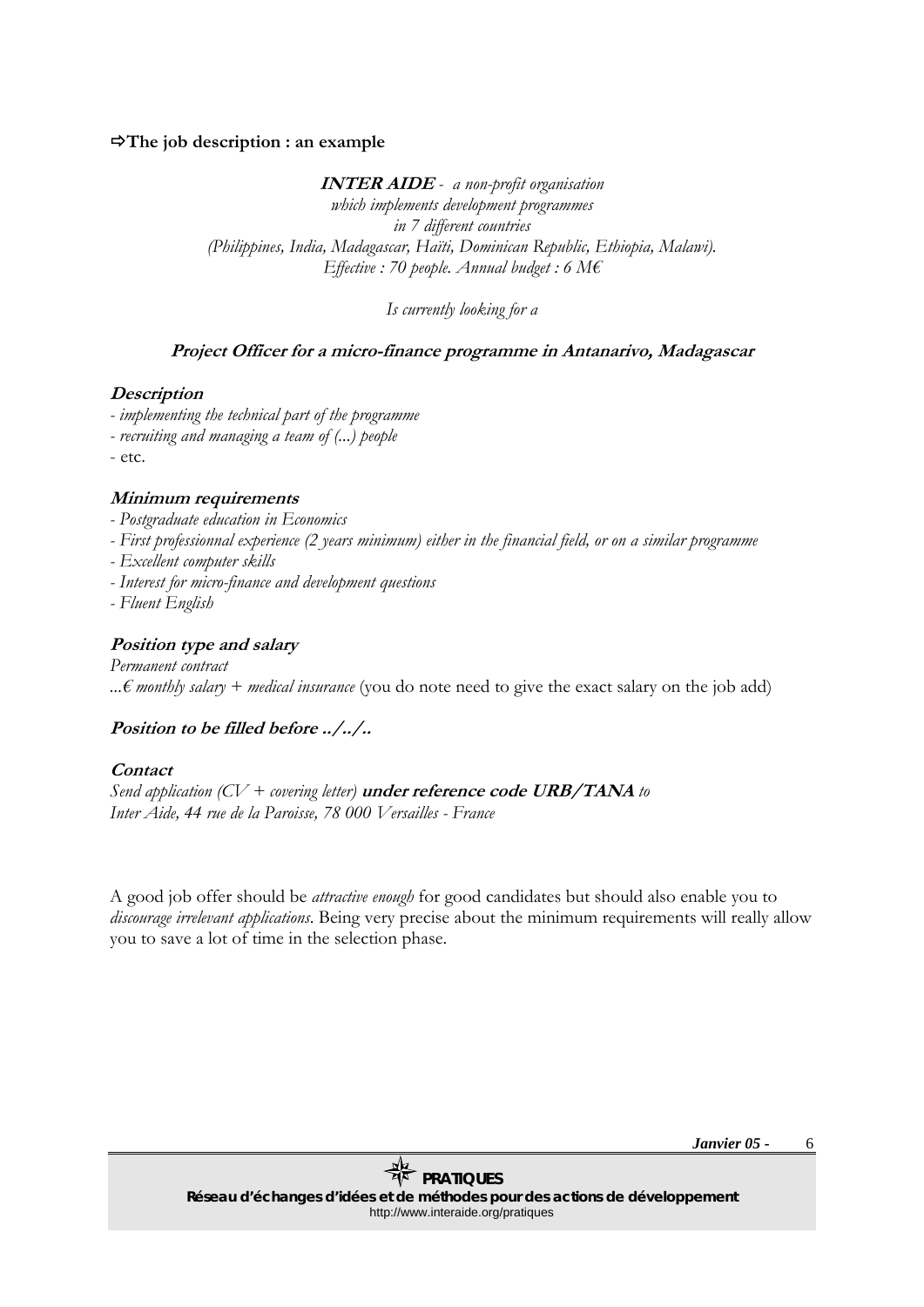### ⇨The job description : an example

<div align="center">

***INTER AIDE*** *- a non-profit organisation*
*which implements development programmes*
*in 7 different countries*
*(Philippines, India, Madagascar, Haïti, Dominican Republic, Ethiopia, Malawi).*
*Effective : 70 people. Annual budget : 6 M€*

*Is currently looking for a*

***Project Officer for a micro-finance programme in Antanarivo, Madagascar***

</div>

***Description***

- *implementing the technical part of the programme*
- *recruiting and managing a team of (...) people*
- etc.

***Minimum requirements***

- *Postgraduate education in Economics*
- *First professionnal experience (2 years minimum) either in the financial field, or on a similar programme*
- *Excellent computer skills*
- *Interest for micro-finance and development questions*
- *Fluent English*

***Position type and salary***

*Permanent contract*
*...€ monthly salary + medical insurance* (you do note need to give the exact salary on the job add)

***Position to be filled before ../../..***

***Contact***

*Send application (CV + covering letter)* ***under reference code URB/TANA*** *to*
*Inter Aide, 44 rue de la Paroisse, 78 000 Versailles - France*

A good job offer should be *attractive enough* for good candidates but should also enable you to *discourage irrelevant applications*. Being very precise about the minimum requirements will really allow you to save a lot of time in the selection phase.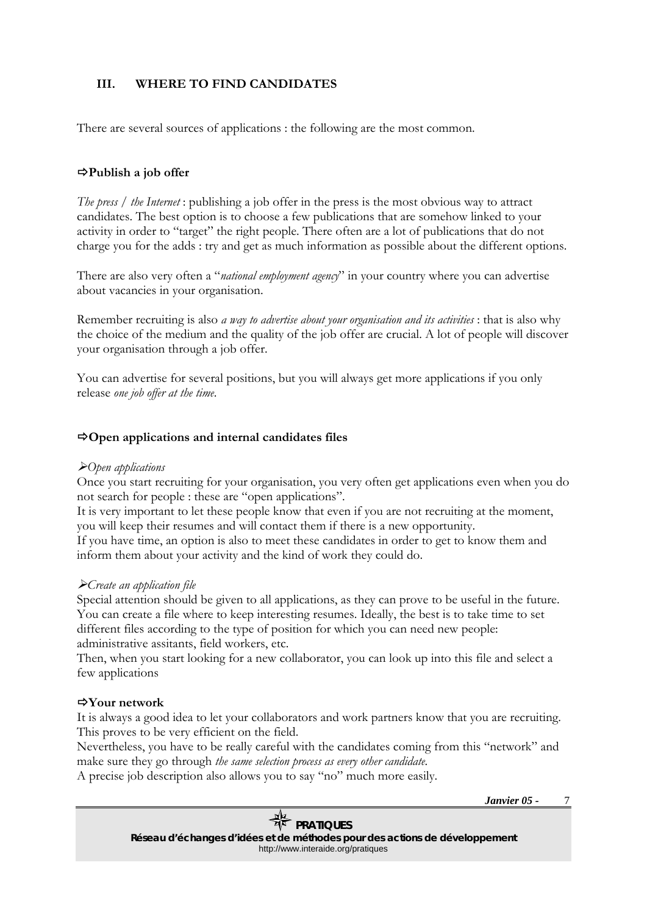## III. WHERE TO FIND CANDIDATES

There are several sources of applications : the following are the most common.

### ⇨Publish a job offer

*The press / the Internet* : publishing a job offer in the press is the most obvious way to attract candidates. The best option is to choose a few publications that are somehow linked to your activity in order to "target" the right people. There often are a lot of publications that do not charge you for the adds : try and get as much information as possible about the different options.

There are also very often a "*national employment agency*" in your country where you can advertise about vacancies in your organisation.

Remember recruiting is also *a way to advertise about your organisation and its activities* : that is also why the choice of the medium and the quality of the job offer are crucial. A lot of people will discover your organisation through a job offer.

You can advertise for several positions, but you will always get more applications if you only release *one job offer at the time*.

### ⇨Open applications and internal candidates files

➢*Open applications*

Once you start recruiting for your organisation, you very often get applications even when you do not search for people : these are "open applications".

It is very important to let these people know that even if you are not recruiting at the moment, you will keep their resumes and will contact them if there is a new opportunity.

If you have time, an option is also to meet these candidates in order to get to know them and inform them about your activity and the kind of work they could do.

➢*Create an application file*

Special attention should be given to all applications, as they can prove to be useful in the future. You can create a file where to keep interesting resumes. Ideally, the best is to take time to set different files according to the type of position for which you can need new people: administrative assitants, field workers, etc.

Then, when you start looking for a new collaborator, you can look up into this file and select a few applications

### ⇨Your network

It is always a good idea to let your collaborators and work partners know that you are recruiting. This proves to be very efficient on the field.

Nevertheless, you have to be really careful with the candidates coming from this "network" and make sure they go through *the same selection process as every other candidate*.

A precise job description also allows you to say "no" much more easily.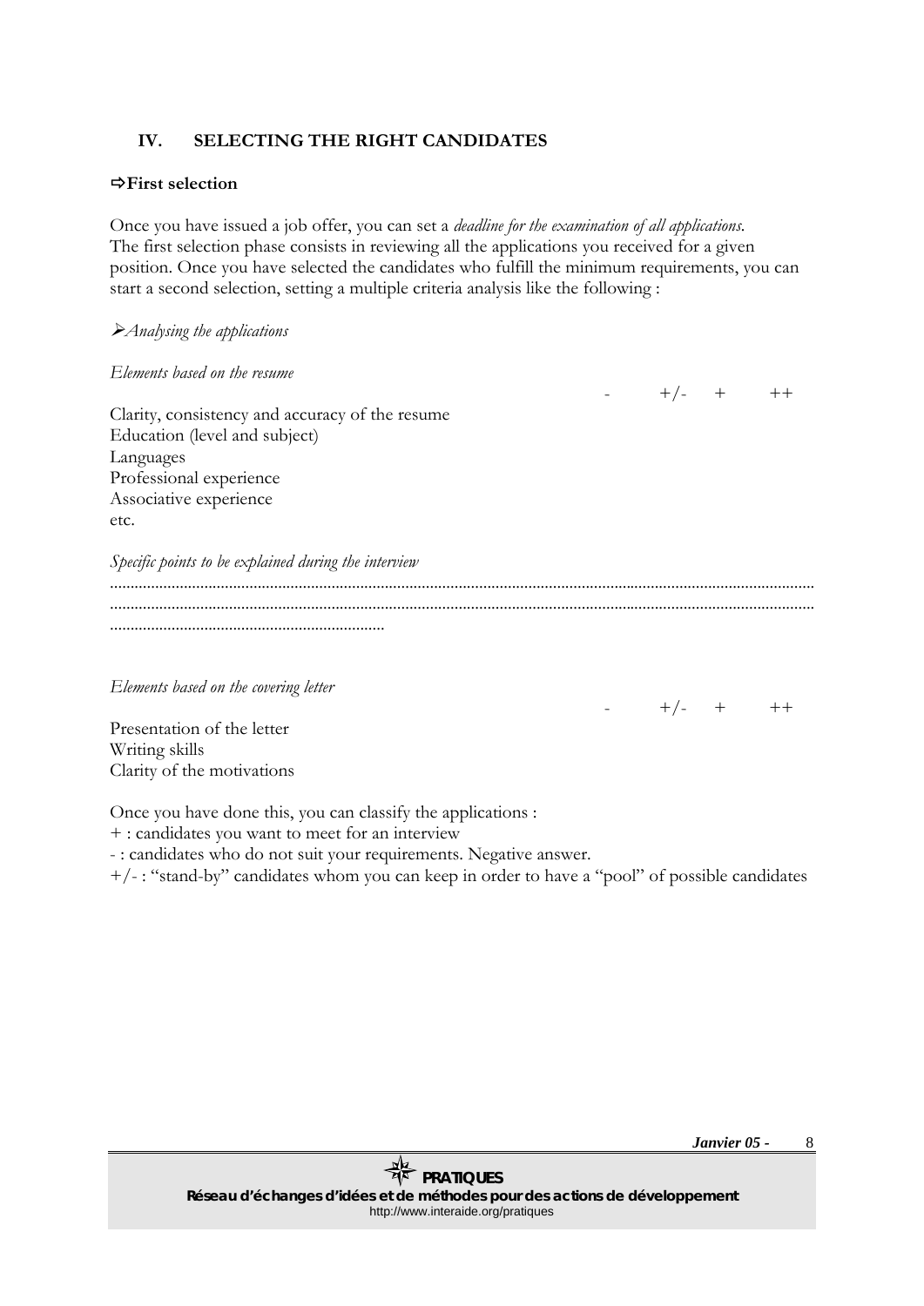## IV. SELECTING THE RIGHT CANDIDATES

⇨**First selection**

Once you have issued a job offer, you can set a *deadline for the examination of all applications.* The first selection phase consists in reviewing all the applications you received for a given position. Once you have selected the candidates who fulfill the minimum requirements, you can start a second selection, setting a multiple criteria analysis like the following :

➢*Analysing the applications*

*Elements based on the resume*

| | - | +/- | + | ++ |
|---|---|---|---|---|
| Clarity, consistency and accuracy of the resume | | | | |
| Education (level and subject) | | | | |
| Languages | | | | |
| Professional experience | | | | |
| Associative experience | | | | |
| etc. | | | | |

*Specific points to be explained during the interview*

..........................................................................................................................................................

..........................................................................................................................................................

..................................................................

*Elements based on the covering letter*

| | - | +/- | + | ++ |
|---|---|---|---|---|
| Presentation of the letter | | | | |
| Writing skills | | | | |
| Clarity of the motivations | | | | |

Once you have done this, you can classify the applications :

+ : candidates you want to meet for an interview

- : candidates who do not suit your requirements. Negative answer.

+/- : "stand-by" candidates whom you can keep in order to have a "pool" of possible candidates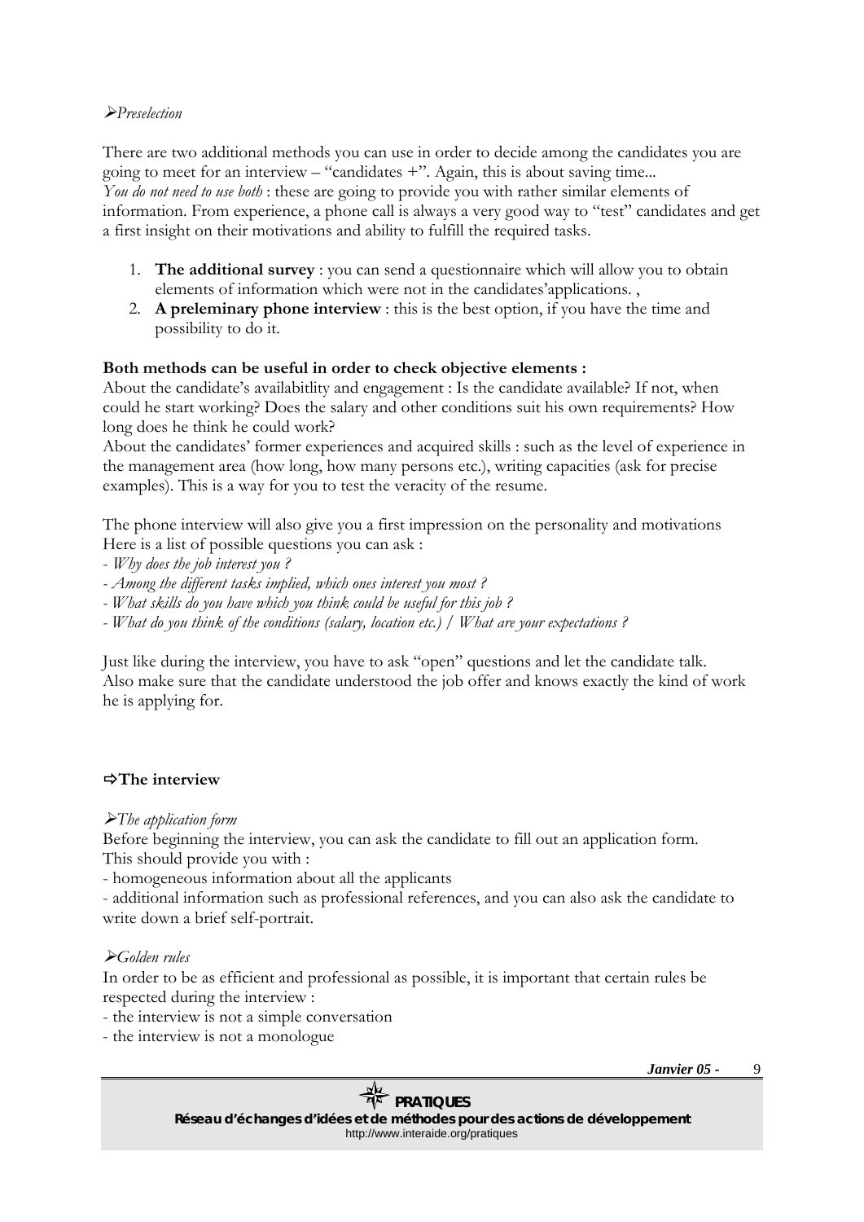➢*Preselection*

There are two additional methods you can use in order to decide among the candidates you are going to meet for an interview – "candidates +". Again, this is about saving time...
*You do not need to use both* : these are going to provide you with rather similar elements of information. From experience, a phone call is always a very good way to "test" candidates and get a first insight on their motivations and ability to fulfill the required tasks.

1. **The additional survey** : you can send a questionnaire which will allow you to obtain elements of information which were not in the candidates'applications. ,
2. **A preleminary phone interview** : this is the best option, if you have the time and possibility to do it.

**Both methods can be useful in order to check objective elements :**
About the candidate's availabitlity and engagement : Is the candidate available? If not, when could he start working? Does the salary and other conditions suit his own requirements? How long does he think he could work?
About the candidates' former experiences and acquired skills : such as the level of experience in the management area (how long, how many persons etc.), writing capacities (ask for precise examples). This is a way for you to test the veracity of the resume.

The phone interview will also give you a first impression on the personality and motivations
Here is a list of possible questions you can ask :
- *Why does the job interest you ?*
- *Among the different tasks implied, which ones interest you most ?*
- *What skills do you have which you think could be useful for this job ?*
- *What do you think of the conditions (salary, location etc.) / What are your expectations ?*

Just like during the interview, you have to ask "open" questions and let the candidate talk.
Also make sure that the candidate understood the job offer and knows exactly the kind of work he is applying for.

## ⇨The interview

➢*The application form*
Before beginning the interview, you can ask the candidate to fill out an application form.
This should provide you with :
- homogeneous information about all the applicants
- additional information such as professional references, and you can also ask the candidate to write down a brief self-portrait.

➢*Golden rules*
In order to be as efficient and professional as possible, it is important that certain rules be respected during the interview :
- the interview is not a simple conversation
- the interview is not a monologue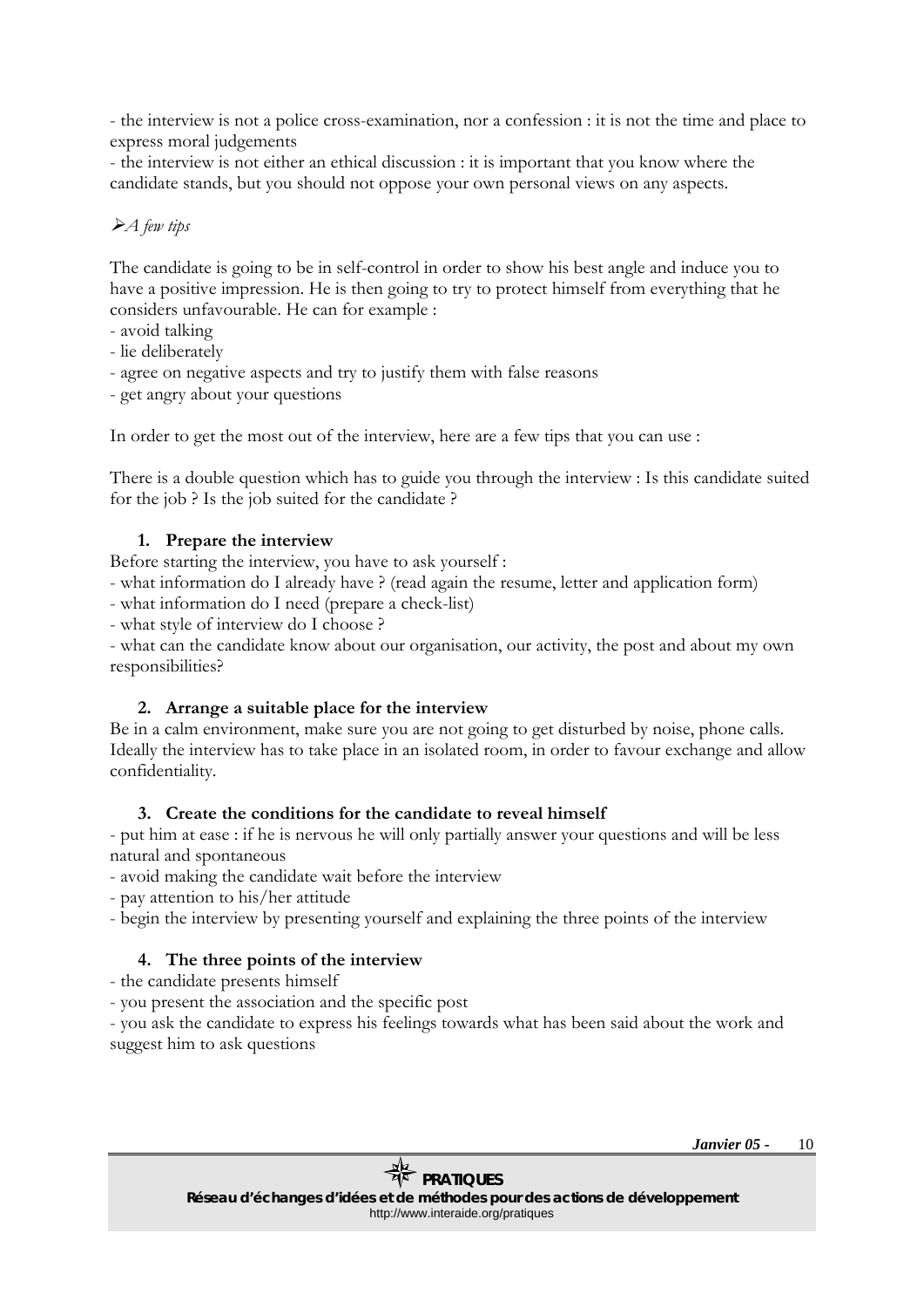- the interview is not a police cross-examination, nor a confession : it is not the time and place to express moral judgements
- the interview is not either an ethical discussion : it is important that you know where the candidate stands, but you should not oppose your own personal views on any aspects.

➢*A few tips*

The candidate is going to be in self-control in order to show his best angle and induce you to have a positive impression. He is then going to try to protect himself from everything that he considers unfavourable. He can for example :

- avoid talking
- lie deliberately
- agree on negative aspects and try to justify them with false reasons
- get angry about your questions

In order to get the most out of the interview, here are a few tips that you can use :

There is a double question which has to guide you through the interview : Is this candidate suited for the job ? Is the job suited for the candidate ?

### 1. Prepare the interview

Before starting the interview, you have to ask yourself :

- what information do I already have ? (read again the resume, letter and application form)
- what information do I need (prepare a check-list)
- what style of interview do I choose ?
- what can the candidate know about our organisation, our activity, the post and about my own responsibilities?

### 2. Arrange a suitable place for the interview

Be in a calm environment, make sure you are not going to get disturbed by noise, phone calls. Ideally the interview has to take place in an isolated room, in order to favour exchange and allow confidentiality.

### 3. Create the conditions for the candidate to reveal himself

- put him at ease : if he is nervous he will only partially answer your questions and will be less natural and spontaneous
- avoid making the candidate wait before the interview
- pay attention to his/her attitude
- begin the interview by presenting yourself and explaining the three points of the interview

### 4. The three points of the interview

- the candidate presents himself
- you present the association and the specific post
- you ask the candidate to express his feelings towards what has been said about the work and suggest him to ask questions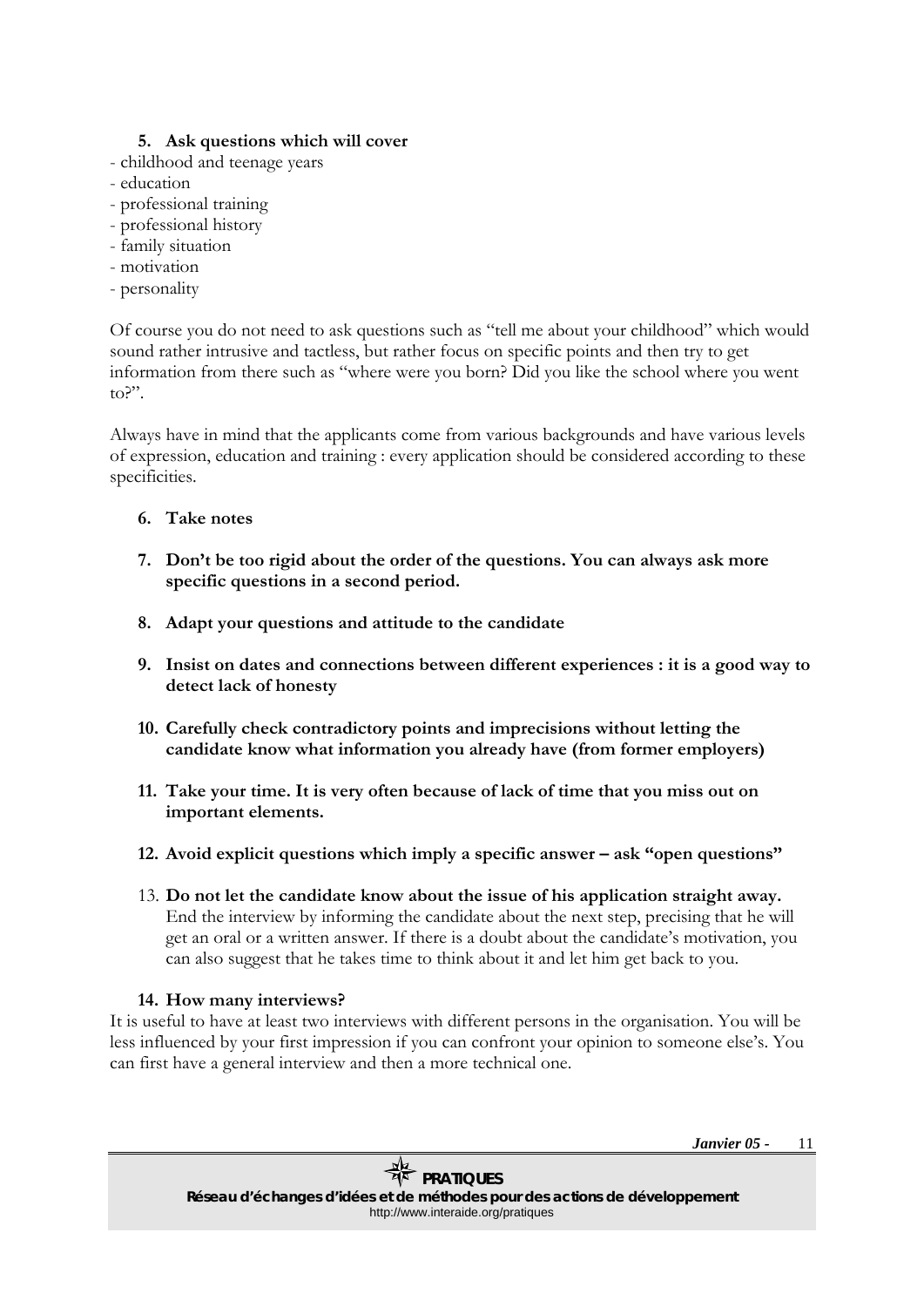5. **Ask questions which will cover**

- childhood and teenage years
- education
- professional training
- professional history
- family situation
- motivation
- personality

Of course you do not need to ask questions such as "tell me about your childhood" which would sound rather intrusive and tactless, but rather focus on specific points and then try to get information from there such as "where were you born? Did you like the school where you went to?".

Always have in mind that the applicants come from various backgrounds and have various levels of expression, education and training : every application should be considered according to these specificities.

6. **Take notes**

7. **Don't be too rigid about the order of the questions. You can always ask more specific questions in a second period.**

8. **Adapt your questions and attitude to the candidate**

9. **Insist on dates and connections between different experiences : it is a good way to detect lack of honesty**

10. **Carefully check contradictory points and imprecisions without letting the candidate know what information you already have (from former employers)**

11. **Take your time. It is very often because of lack of time that you miss out on important elements.**

12. **Avoid explicit questions which imply a specific answer – ask "open questions"**

13. **Do not let the candidate know about the issue of his application straight away.** End the interview by informing the candidate about the next step, precising that he will get an oral or a written answer. If there is a doubt about the candidate's motivation, you can also suggest that he takes time to think about it and let him get back to you.

14. **How many interviews?**

It is useful to have at least two interviews with different persons in the organisation. You will be less influenced by your first impression if you can confront your opinion to someone else's. You can first have a general interview and then a more technical one.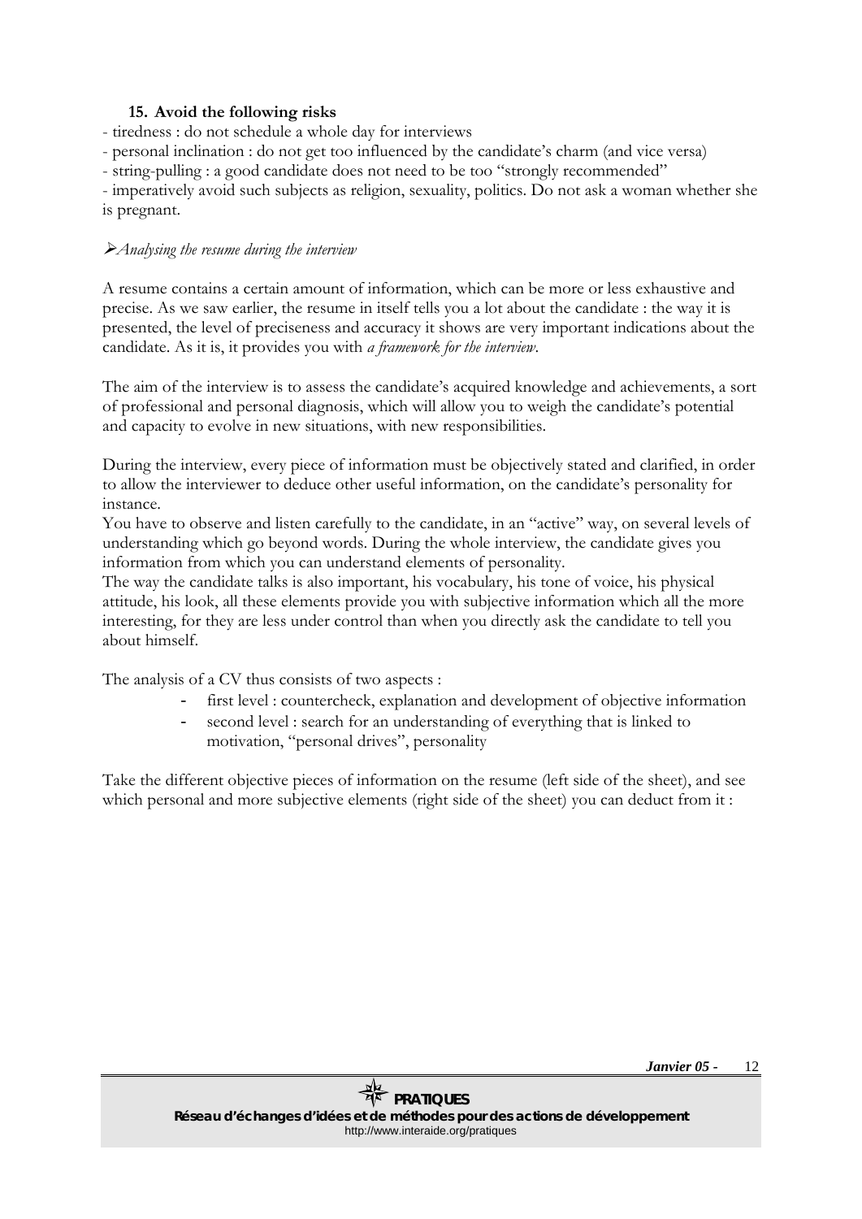### 15. Avoid the following risks

- tiredness : do not schedule a whole day for interviews
- personal inclination : do not get too influenced by the candidate's charm (and vice versa)
- string-pulling : a good candidate does not need to be too "strongly recommended"
- imperatively avoid such subjects as religion, sexuality, politics. Do not ask a woman whether she is pregnant.

➢*Analysing the resume during the interview*

A resume contains a certain amount of information, which can be more or less exhaustive and precise. As we saw earlier, the resume in itself tells you a lot about the candidate : the way it is presented, the level of preciseness and accuracy it shows are very important indications about the candidate. As it is, it provides you with *a framework for the interview*.

The aim of the interview is to assess the candidate's acquired knowledge and achievements, a sort of professional and personal diagnosis, which will allow you to weigh the candidate's potential and capacity to evolve in new situations, with new responsibilities.

During the interview, every piece of information must be objectively stated and clarified, in order to allow the interviewer to deduce other useful information, on the candidate's personality for instance.

You have to observe and listen carefully to the candidate, in an "active" way, on several levels of understanding which go beyond words. During the whole interview, the candidate gives you information from which you can understand elements of personality.

The way the candidate talks is also important, his vocabulary, his tone of voice, his physical attitude, his look, all these elements provide you with subjective information which all the more interesting, for they are less under control than when you directly ask the candidate to tell you about himself.

The analysis of a CV thus consists of two aspects :

- first level : countercheck, explanation and development of objective information
- second level : search for an understanding of everything that is linked to motivation, "personal drives", personality

Take the different objective pieces of information on the resume (left side of the sheet), and see which personal and more subjective elements (right side of the sheet) you can deduct from it :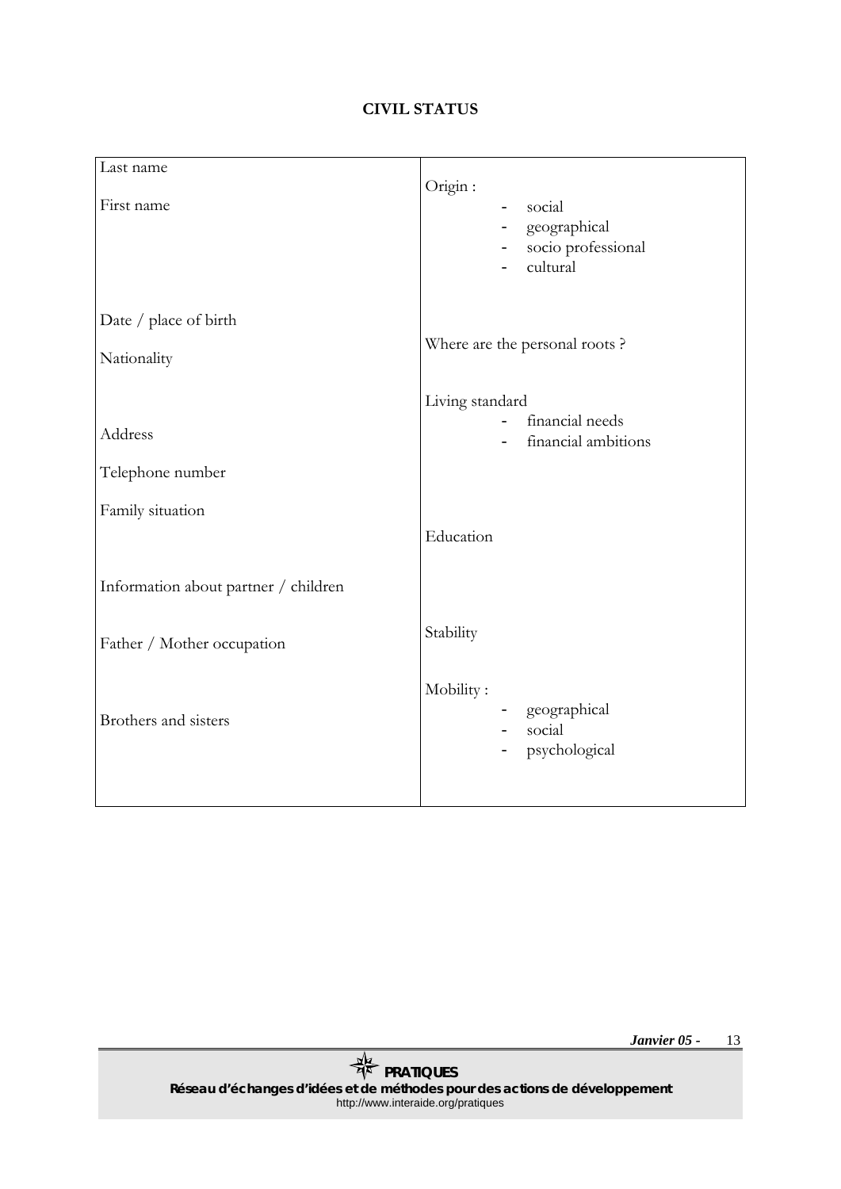## CIVIL STATUS

| Left column | Right column |
|---|---|
| Last name<br><br>First name | Origin :<br>- social<br>- geographical<br>- socio professional<br>- cultural |
| Date / place of birth<br><br>Nationality | Where are the personal roots ? |
| Address<br><br>Telephone number | Living standard<br>- financial needs<br>- financial ambitions |
| Family situation<br><br>Information about partner / children | Education |
| Father / Mother occupation | Stability |
| Brothers and sisters | Mobility :<br>- geographical<br>- social<br>- psychological |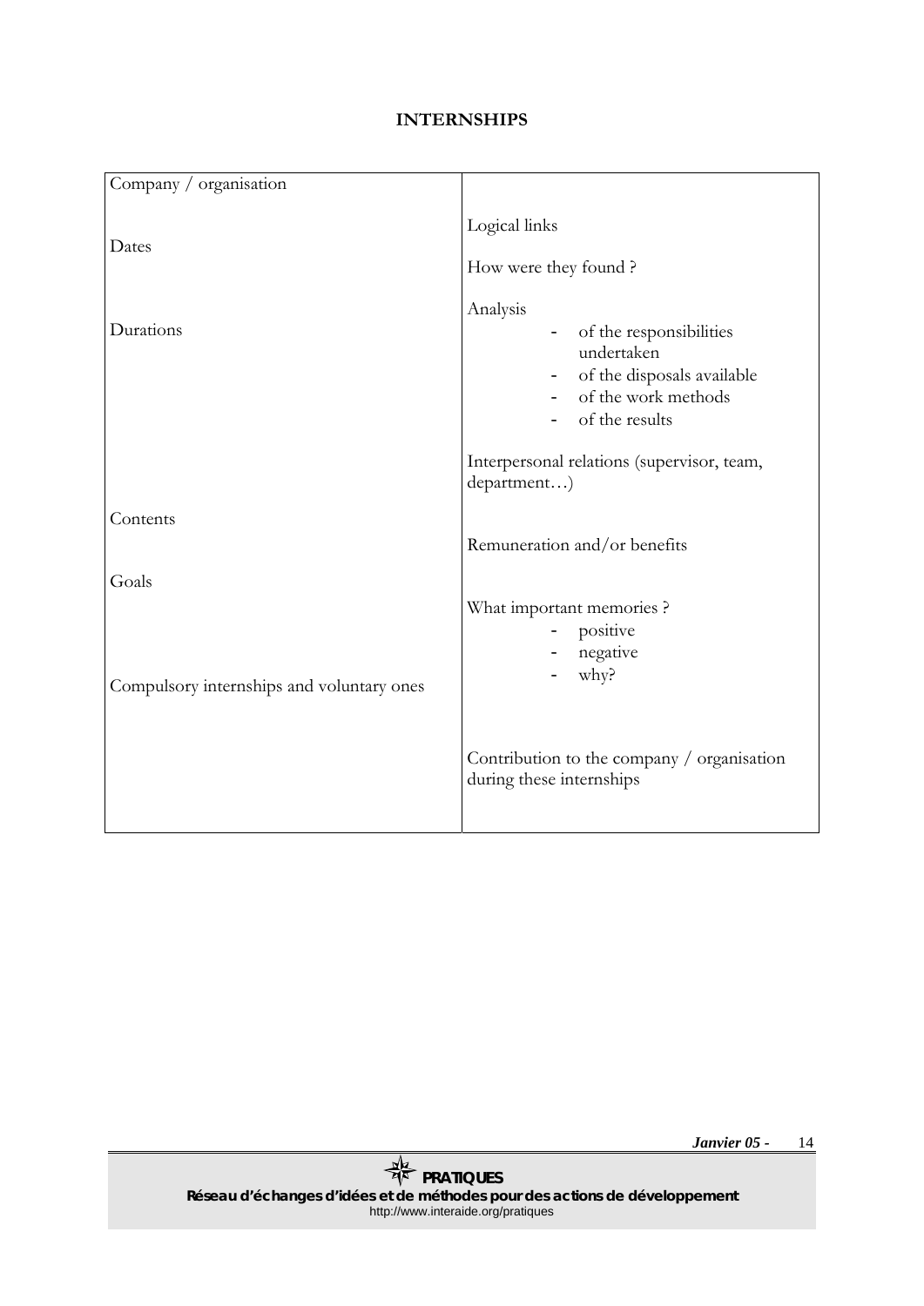## INTERNSHIPS

| Company / organisation<br><br>Dates<br><br>Durations<br><br>Contents<br><br>Goals<br><br>Compulsory internships and voluntary ones | Logical links<br><br>How were they found ?<br><br>Analysis<br>- of the responsibilities undertaken<br>- of the disposals available<br>- of the work methods<br>- of the results<br><br>Interpersonal relations (supervisor, team, department…)<br><br>Remuneration and/or benefits<br><br>What important memories ?<br>- positive<br>- negative<br>- why?<br><br>Contribution to the company / organisation during these internships |
|---|---|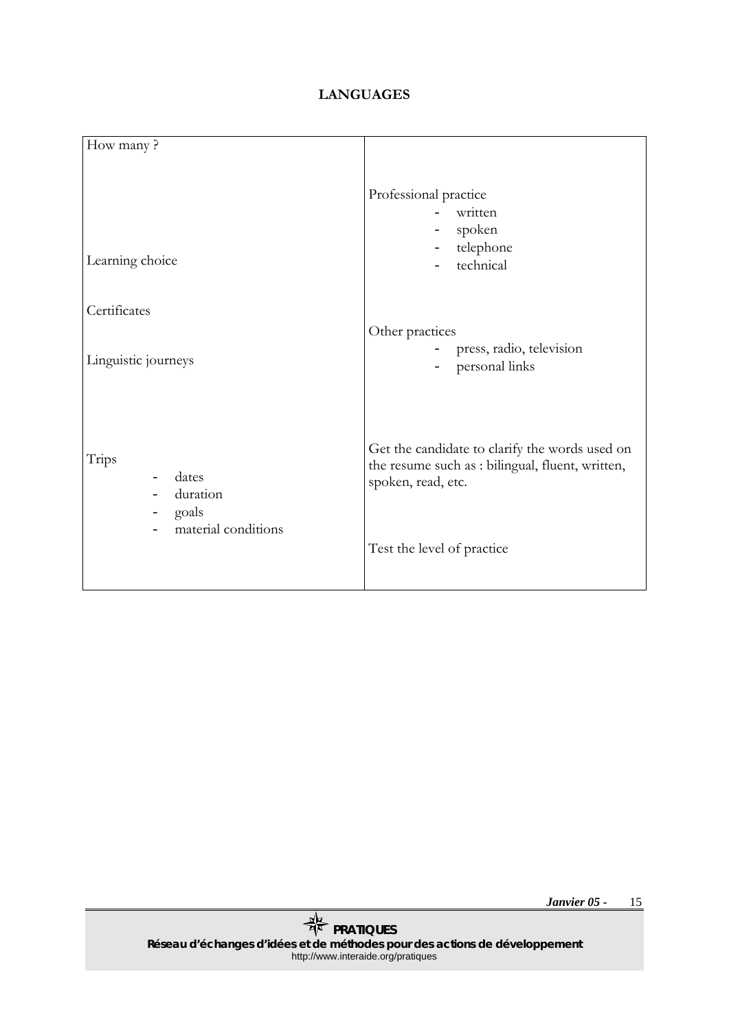**LANGUAGES**

| How many ? | |
|---|---|
| Learning choice | Professional practice<br>- written<br>- spoken<br>- telephone<br>- technical |
| Certificates | |
| Linguistic journeys | Other practices<br>- press, radio, television<br>- personal links |
| Trips<br>- dates<br>- duration<br>- goals<br>- material conditions | Get the candidate to clarify the words used on the resume such as : bilingual, fluent, written, spoken, read, etc.<br><br>Test the level of practice |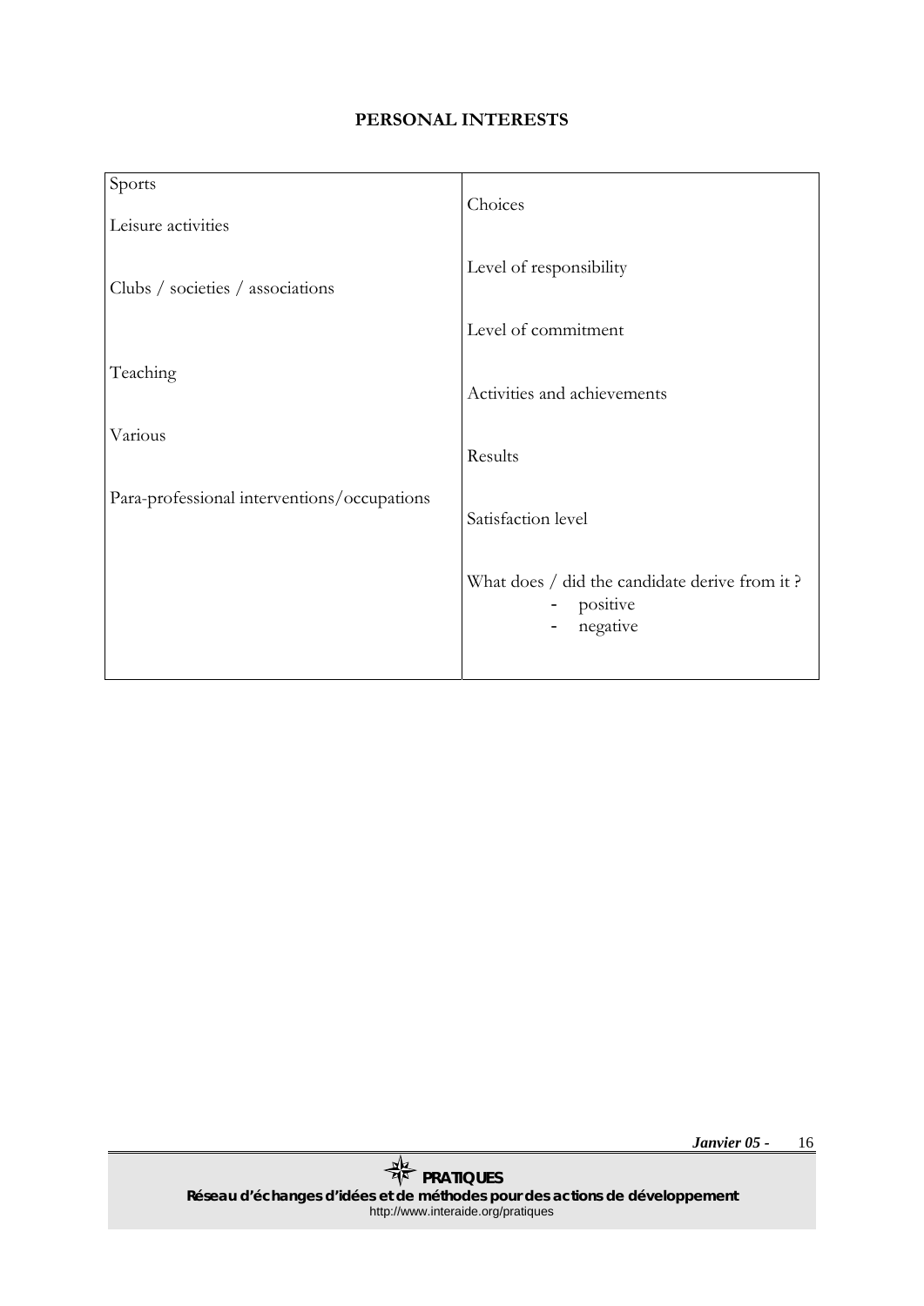**PERSONAL INTERESTS**

| | |
|---|---|
| Sports<br><br>Leisure activities<br><br>Clubs / societies / associations<br><br>Teaching<br><br>Various<br><br>Para-professional interventions/occupations | Choices<br><br>Level of responsibility<br><br>Level of commitment<br><br>Activities and achievements<br><br>Results<br><br>Satisfaction level<br><br>What does / did the candidate derive from it ?<br>- positive<br>- negative |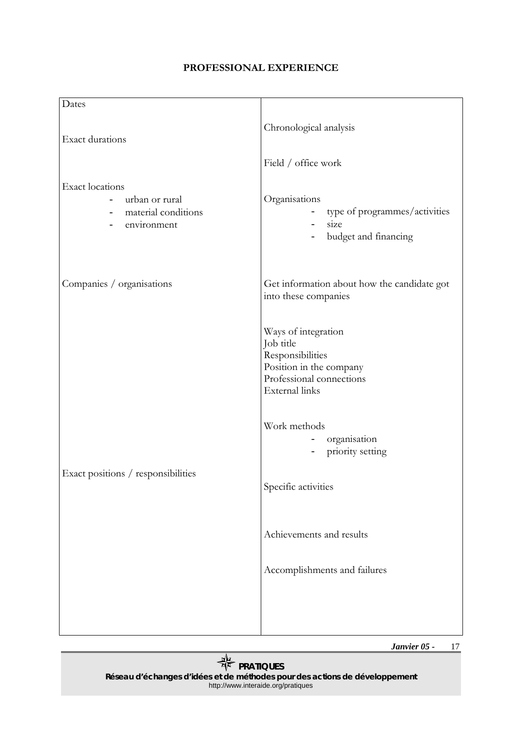## PROFESSIONAL EXPERIENCE

| | |
|---|---|
| Dates<br><br>Exact durations | Chronological analysis<br><br>Field / office work |
| Exact locations<br>- urban or rural<br>- material conditions<br>- environment | Organisations<br>- type of programmes/activities<br>- size<br>- budget and financing |
| Companies / organisations | Get information about how the candidate got into these companies<br><br>Ways of integration<br>Job title<br>Responsibilities<br>Position in the company<br>Professional connections<br>External links<br><br>Work methods<br>- organisation<br>- priority setting |
| Exact positions / responsibilities | Specific activities<br><br>Achievements and results<br><br>Accomplishments and failures |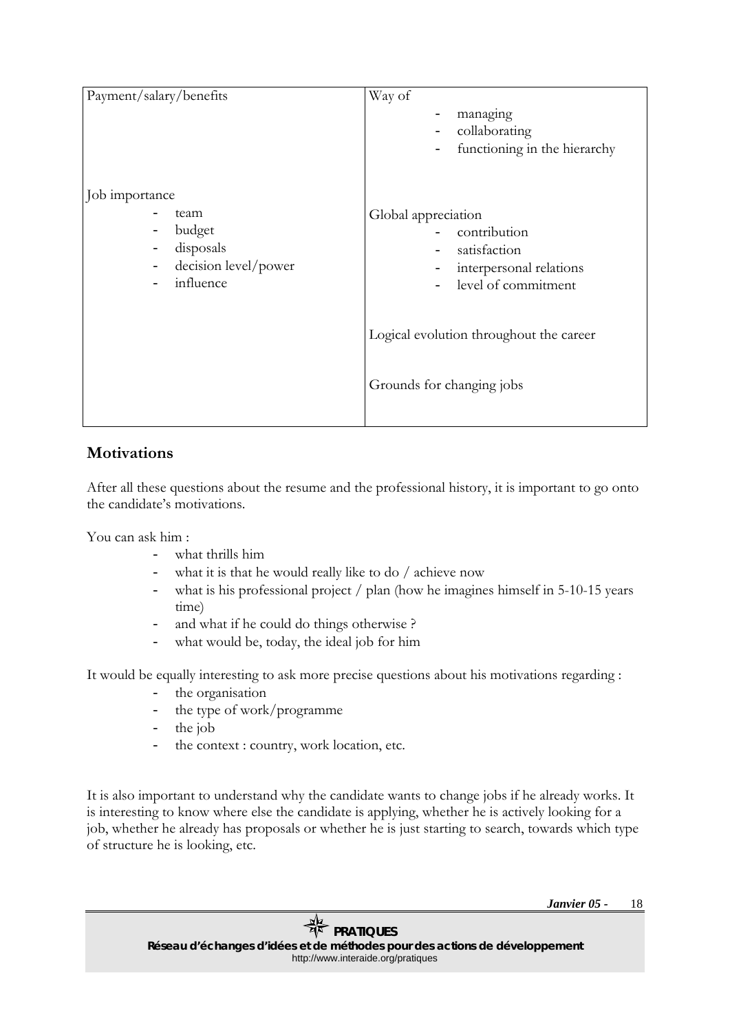| Payment/salary/benefits | Way of<br>- managing<br>- collaborating<br>- functioning in the hierarchy |
| --- | --- |
| Job importance<br>- team<br>- budget<br>- disposals<br>- decision level/power<br>- influence | Global appreciation<br>- contribution<br>- satisfaction<br>- interpersonal relations<br>- level of commitment<br><br>Logical evolution throughout the career<br><br>Grounds for changing jobs |

## Motivations

After all these questions about the resume and the professional history, it is important to go onto the candidate's motivations.

You can ask him :

- what thrills him
- what it is that he would really like to do / achieve now
- what is his professional project / plan (how he imagines himself in 5-10-15 years time)
- and what if he could do things otherwise ?
- what would be, today, the ideal job for him

It would be equally interesting to ask more precise questions about his motivations regarding :

- the organisation
- the type of work/programme
- the job
- the context : country, work location, etc.

It is also important to understand why the candidate wants to change jobs if he already works. It is interesting to know where else the candidate is applying, whether he is actively looking for a job, whether he already has proposals or whether he is just starting to search, towards which type of structure he is looking, etc.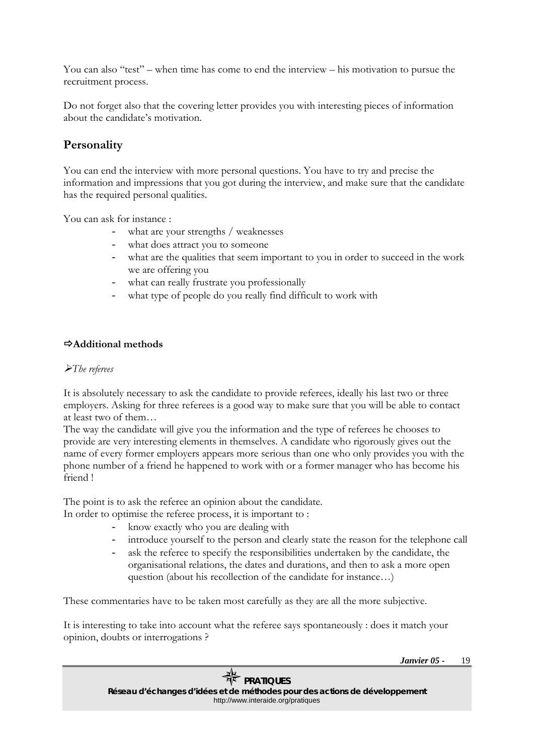You can also “test” – when time has come to end the interview – his motivation to pursue the recruitment process.

Do not forget also that the covering letter provides you with interesting pieces of information about the candidate’s motivation.

## Personality

You can end the interview with more personal questions. You have to try and precise the information and impressions that you got during the interview, and make sure that the candidate has the required personal qualities.

You can ask for instance :

- what are your strengths / weaknesses
- what does attract you to someone
- what are the qualities that seem important to you in order to succeed in the work we are offering you
- what can really frustrate you professionally
- what type of people do you really find difficult to work with

### ⇨Additional methods

➢*The referees*

It is absolutely necessary to ask the candidate to provide referees, ideally his last two or three employers. Asking for three referees is a good way to make sure that you will be able to contact at least two of them…

The way the candidate will give you the information and the type of referees he chooses to provide are very interesting elements in themselves. A candidate who rigorously gives out the name of every former employers appears more serious than one who only provides you with the phone number of a friend he happened to work with or a former manager who has become his friend !

The point is to ask the referee an opinion about the candidate.
In order to optimise the referee process, it is important to :

- know exactly who you are dealing with
- introduce yourself to the person and clearly state the reason for the telephone call
- ask the referee to specify the responsibilities undertaken by the candidate, the organisational relations, the dates and durations, and then to ask a more open question (about his recollection of the candidate for instance…)

These commentaries have to be taken most carefully as they are all the more subjective.

It is interesting to take into account what the referee says spontaneously : does it match your opinion, doubts or interrogations ?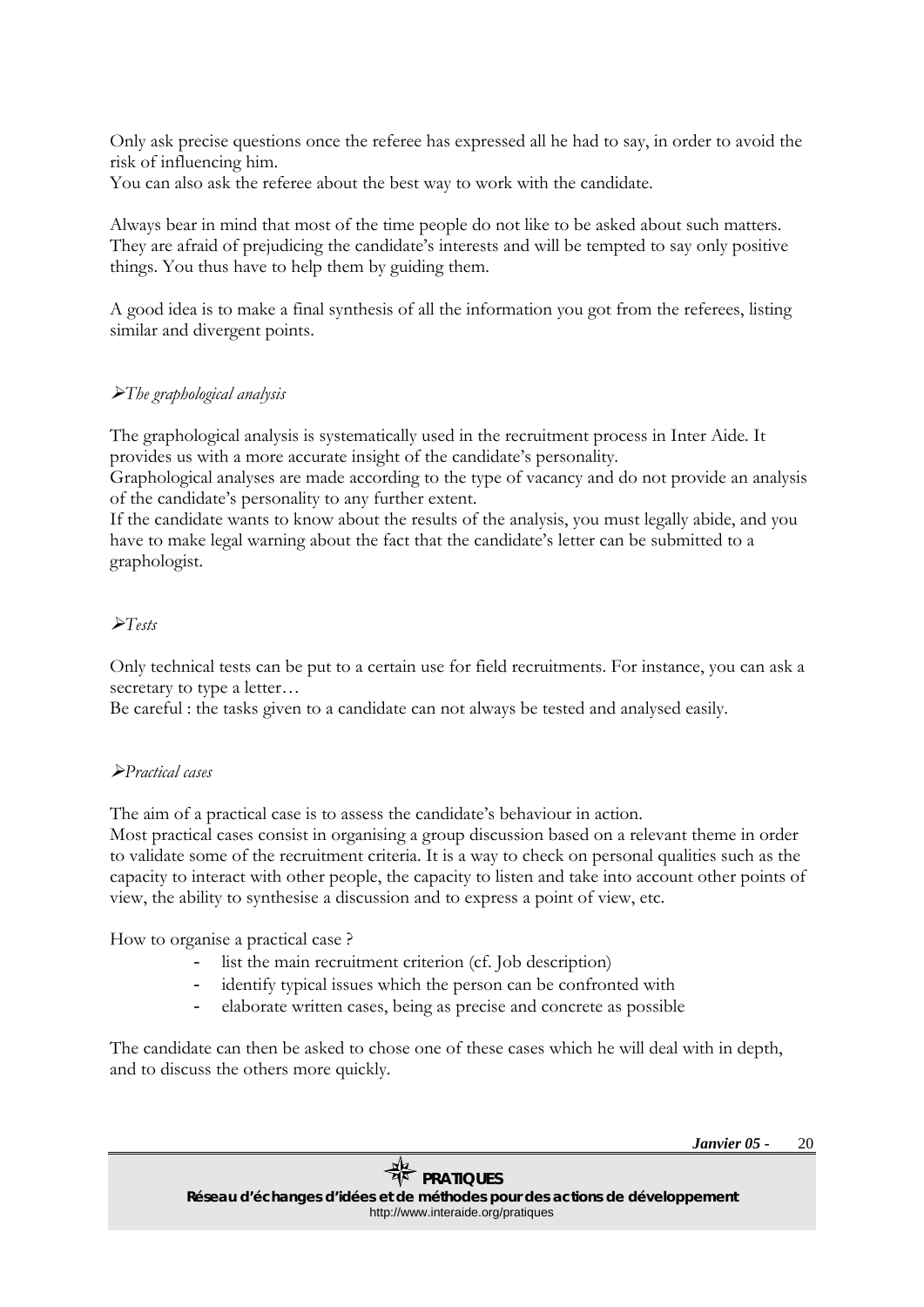Only ask precise questions once the referee has expressed all he had to say, in order to avoid the risk of influencing him.
You can also ask the referee about the best way to work with the candidate.

Always bear in mind that most of the time people do not like to be asked about such matters. They are afraid of prejudicing the candidate's interests and will be tempted to say only positive things. You thus have to help them by guiding them.

A good idea is to make a final synthesis of all the information you got from the referees, listing similar and divergent points.

### ➢*The graphological analysis*

The graphological analysis is systematically used in the recruitment process in Inter Aide. It provides us with a more accurate insight of the candidate's personality.
Graphological analyses are made according to the type of vacancy and do not provide an analysis of the candidate's personality to any further extent.
If the candidate wants to know about the results of the analysis, you must legally abide, and you have to make legal warning about the fact that the candidate's letter can be submitted to a graphologist.

### ➢*Tests*

Only technical tests can be put to a certain use for field recruitments. For instance, you can ask a secretary to type a letter…
Be careful : the tasks given to a candidate can not always be tested and analysed easily.

### ➢*Practical cases*

The aim of a practical case is to assess the candidate's behaviour in action.
Most practical cases consist in organising a group discussion based on a relevant theme in order to validate some of the recruitment criteria. It is a way to check on personal qualities such as the capacity to interact with other people, the capacity to listen and take into account other points of view, the ability to synthesise a discussion and to express a point of view, etc.

How to organise a practical case ?

- list the main recruitment criterion (cf. Job description)
- identify typical issues which the person can be confronted with
- elaborate written cases, being as precise and concrete as possible

The candidate can then be asked to chose one of these cases which he will deal with in depth, and to discuss the others more quickly.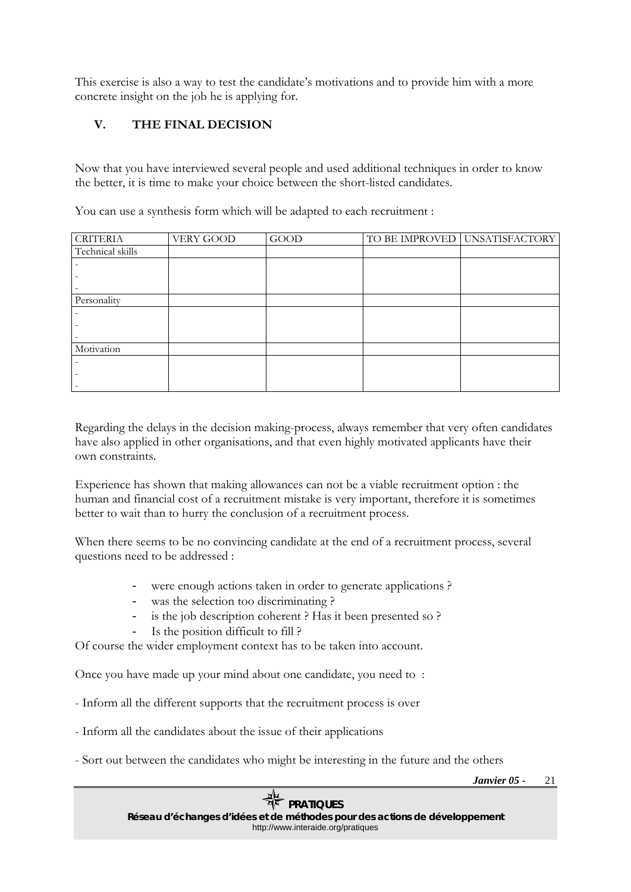This exercise is also a way to test the candidate's motivations and to provide him with a more concrete insight on the job he is applying for.

## V. THE FINAL DECISION

Now that you have interviewed several people and used additional techniques in order to know the better, it is time to make your choice between the short-listed candidates.

You can use a synthesis form which will be adapted to each recruitment :

| CRITERIA | VERY GOOD | GOOD | TO BE IMPROVED | UNSATISFACTORY |
|---|---|---|---|---|
| Technical skills | | | | |
| -<br>-<br>- | | | | |
| Personality | | | | |
| -<br>-<br>- | | | | |
| Motivation | | | | |
| -<br>-<br>- | | | | |

Regarding the delays in the decision making-process, always remember that very often candidates have also applied in other organisations, and that even highly motivated applicants have their own constraints.

Experience has shown that making allowances can not be a viable recruitment option : the human and financial cost of a recruitment mistake is very important, therefore it is sometimes better to wait than to hurry the conclusion of a recruitment process.

When there seems to be no convincing candidate at the end of a recruitment process, several questions need to be addressed :

- were enough actions taken in order to generate applications ?
- was the selection too discriminating ?
- is the job description coherent ? Has it been presented so ?
- Is the position difficult to fill ?

Of course the wider employment context has to be taken into account.

Once you have made up your mind about one candidate, you need to :

- Inform all the different supports that the recruitment process is over

- Inform all the candidates about the issue of their applications

- Sort out between the candidates who might be interesting in the future and the others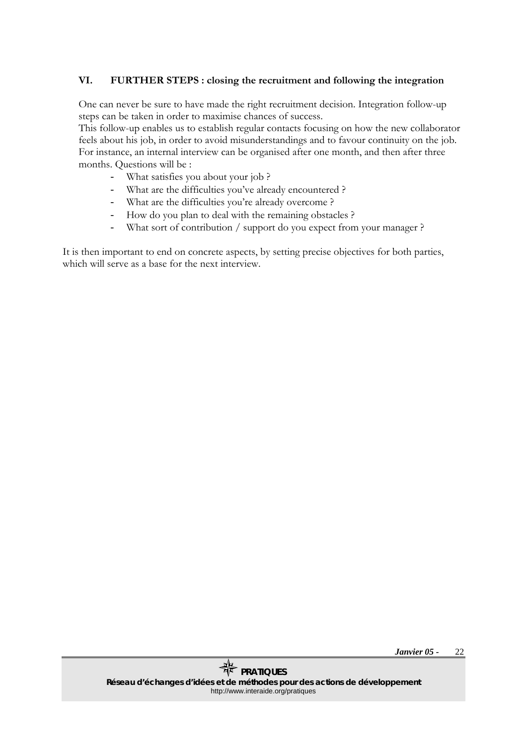## VI. FURTHER STEPS : closing the recruitment and following the integration

One can never be sure to have made the right recruitment decision. Integration follow-up steps can be taken in order to maximise chances of success.
This follow-up enables us to establish regular contacts focusing on how the new collaborator feels about his job, in order to avoid misunderstandings and to favour continuity on the job.
For instance, an internal interview can be organised after one month, and then after three months. Questions will be :

- What satisfies you about your job ?
- What are the difficulties you've already encountered ?
- What are the difficulties you're already overcome ?
- How do you plan to deal with the remaining obstacles ?
- What sort of contribution / support do you expect from your manager ?

It is then important to end on concrete aspects, by setting precise objectives for both parties, which will serve as a base for the next interview.